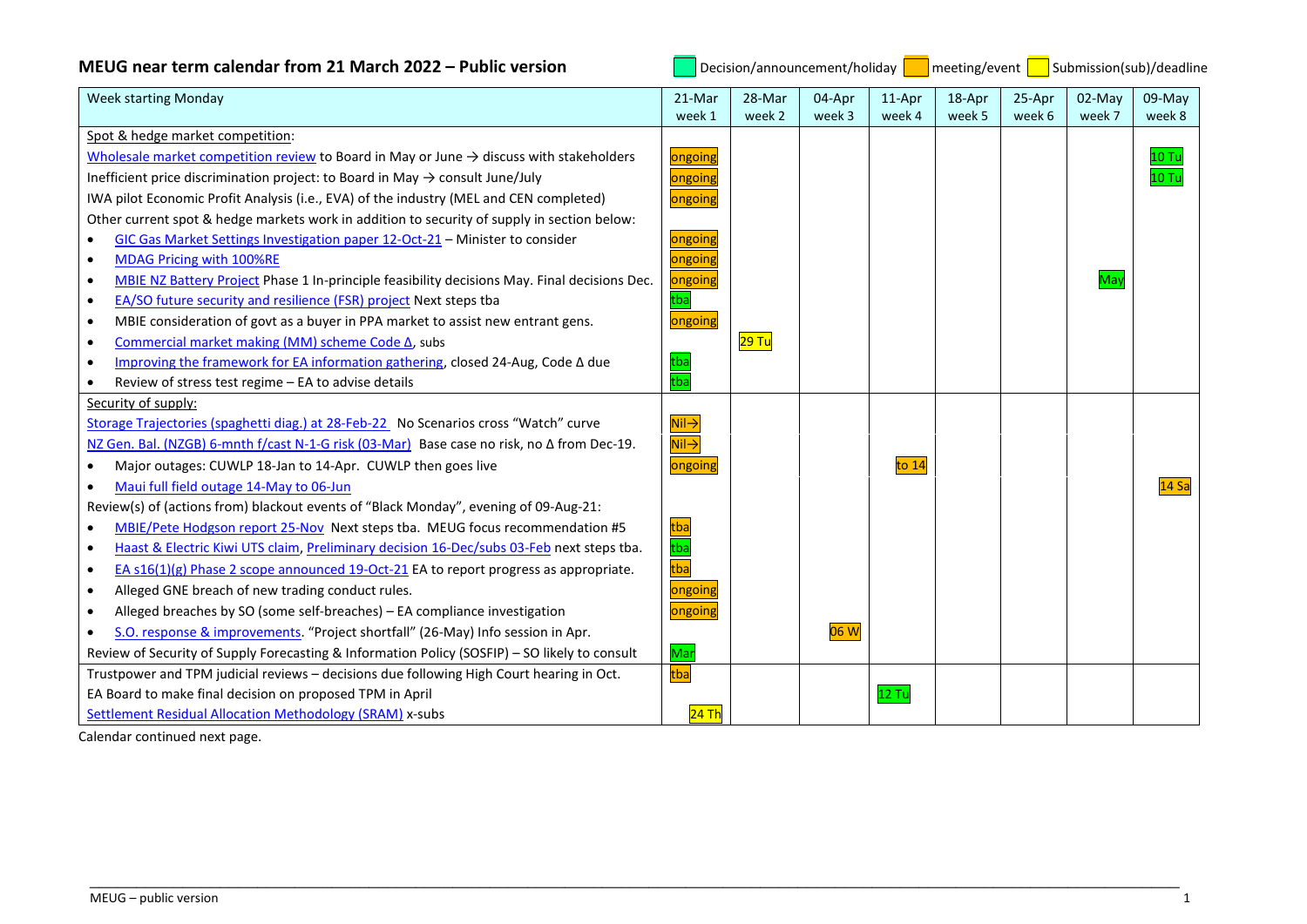# MEUG near term calendar from 21 March 2022 – Public version

Decision/announcement/holiday | meeting/event | Submission(sub)/deadline

| Week starting Monday | 21-Mar week 1 | 28-Mar week 2 | 04-Apr week 3 | 11-Apr week 4 | 18-Apr week 5 | 25-Apr week 6 | 02-May week 7 | 09-May week 8 |
|---|---|---|---|---|---|---|---|---|
| Spot & hedge market competition: | | | | | | | | |
| Wholesale market competition review to Board in May or June → discuss with stakeholders | ongoing | | | | | | | 10 Tu |
| Inefficient price discrimination project: to Board in May → consult June/July | ongoing | | | | | | | 10 Tu |
| IWA pilot Economic Profit Analysis (i.e., EVA) of the industry (MEL and CEN completed) | ongoing | | | | | | | |
| Other current spot & hedge markets work in addition to security of supply in section below: | | | | | | | | |
| • GIC Gas Market Settings Investigation paper 12-Oct-21 – Minister to consider | ongoing | | | | | | | |
| • MDAG Pricing with 100%RE | ongoing | | | | | | | |
| • MBIE NZ Battery Project Phase 1 In-principle feasibility decisions May. Final decisions Dec. | ongoing | | | | | | May | |
| • EA/SO future security and resilience (FSR) project Next steps tba | tba | | | | | | | |
| • MBIE consideration of govt as a buyer in PPA market to assist new entrant gens. | ongoing | | | | | | | |
| • Commercial market making (MM) scheme Code Δ, subs | | 29 Tu | | | | | | |
| • Improving the framework for EA information gathering, closed 24-Aug, Code Δ due | tba | | | | | | | |
| • Review of stress test regime – EA to advise details | tba | | | | | | | |
| Security of supply: | | | | | | | | |
| Storage Trajectories (spaghetti diag.) at 28-Feb-22 No Scenarios cross "Watch" curve | Nil→ | | | | | | | |
| NZ Gen. Bal. (NZGB) 6-mnth f/cast N-1-G risk (03-Mar) Base case no risk, no Δ from Dec-19. | Nil→ | | | | | | | |
| • Major outages: CUWLP 18-Jan to 14-Apr. CUWLP then goes live | ongoing | | | to 14 | | | | |
| • Maui full field outage 14-May to 06-Jun | | | | | | | | 14 Sa |
| Review(s) of (actions from) blackout events of "Black Monday", evening of 09-Aug-21: | | | | | | | | |
| • MBIE/Pete Hodgson report 25-Nov Next steps tba. MEUG focus recommendation #5 | tba | | | | | | | |
| • Haast & Electric Kiwi UTS claim, Preliminary decision 16-Dec/subs 03-Feb next steps tba. | tba | | | | | | | |
| • EA s16(1)(g) Phase 2 scope announced 19-Oct-21 EA to report progress as appropriate. | tba | | | | | | | |
| • Alleged GNE breach of new trading conduct rules. | ongoing | | | | | | | |
| • Alleged breaches by SO (some self-breaches) – EA compliance investigation | ongoing | | | | | | | |
| • S.O. response & improvements. "Project shortfall" (26-May) Info session in Apr. | | | 06 W | | | | | |
| Review of Security of Supply Forecasting & Information Policy (SOSFIP) – SO likely to consult | Mar | | | | | | | |
| Trustpower and TPM judicial reviews – decisions due following High Court hearing in Oct. | tba | | | | | | | |
| EA Board to make final decision on proposed TPM in April | | | | 12 Tu | | | | |
| Settlement Residual Allocation Methodology (SRAM) x-subs | 24 Th | | | | | | | |

Calendar continued next page.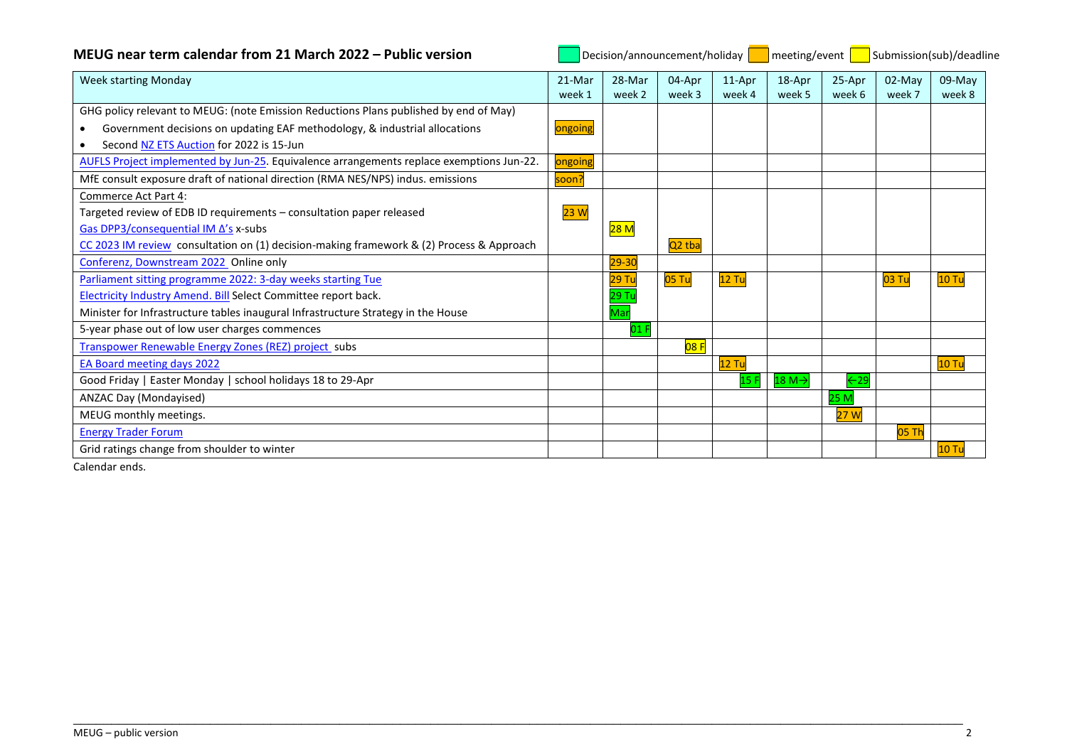## MEUG near term calendar from 21 March 2022 – Public version

Decision/announcement/holiday | meeting/event | Submission(sub)/deadline

| Week starting Monday | 21-Mar week 1 | 28-Mar week 2 | 04-Apr week 3 | 11-Apr week 4 | 18-Apr week 5 | 25-Apr week 6 | 02-May week 7 | 09-May week 8 |
|---|---|---|---|---|---|---|---|---|
| GHG policy relevant to MEUG: (note Emission Reductions Plans published by end of May)<br>• Government decisions on updating EAF methodology, & industrial allocations<br>• Second NZ ETS Auction for 2022 is 15-Jun | ongoing | | | | | | | |
| AUFLS Project implemented by Jun-25. Equivalence arrangements replace exemptions Jun-22. | ongoing | | | | | | | |
| MfE consult exposure draft of national direction (RMA NES/NPS) indus. emissions | soon? | | | | | | | |
| Commerce Act Part 4: | | | | | | | | |
| Targeted review of EDB ID requirements – consultation paper released | 23 W | | | | | | | |
| Gas DPP3/consequential IM Δ's x-subs | | 28 M | | | | | | |
| CC 2023 IM review consultation on (1) decision-making framework & (2) Process & Approach | | | Q2 tba | | | | | |
| Conferenz, Downstream 2022 Online only | | 29-30 | | | | | | |
| Parliament sitting programme 2022: 3-day weeks starting Tue | | 29 Tu | 05 Tu | 12 Tu | | | 03 Tu | 10 Tu |
| Electricity Industry Amend. Bill Select Committee report back. | | 29 Tu | | | | | | |
| Minister for Infrastructure tables inaugural Infrastructure Strategy in the House | | Mar | | | | | | |
| 5-year phase out of low user charges commences | | 01 F | | | | | | |
| Transpower Renewable Energy Zones (REZ) project subs | | | 08 F | | | | | |
| EA Board meeting days 2022 | | | | 12 Tu | | | | 10 Tu |
| Good Friday \| Easter Monday \| school holidays 18 to 29-Apr | | | | 15 F | 18 M→ | ←29 | | |
| ANZAC Day (Mondayised) | | | | | | 25 M | | |
| MEUG monthly meetings. | | | | | | 27 W | | |
| Energy Trader Forum | | | | | | | 05 Th | |
| Grid ratings change from shoulder to winter | | | | | | | | 10 Tu |

Calendar ends.